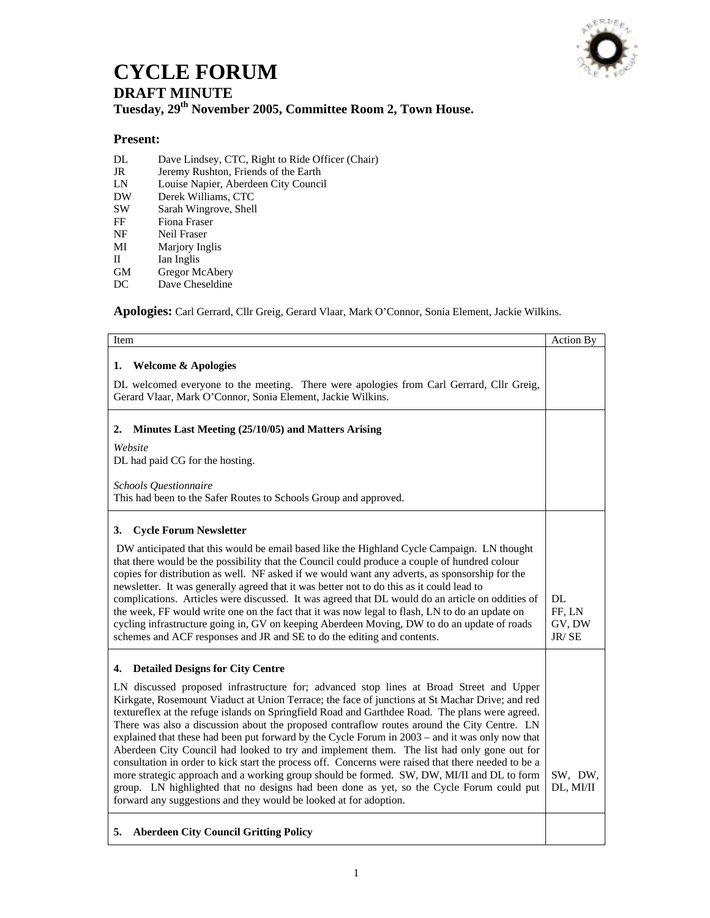# CYCLE FORUM

## DRAFT MINUTE

### Tuesday, 29th November 2005, Committee Room 2, Town House.

**Present:**

| | |
|---|---|
| DL | Dave Lindsey, CTC, Right to Ride Officer (Chair) |
| JR | Jeremy Rushton, Friends of the Earth |
| LN | Louise Napier, Aberdeen City Council |
| DW | Derek Williams, CTC |
| SW | Sarah Wingrove, Shell |
| FF | Fiona Fraser |
| NF | Neil Fraser |
| MI | Marjory Inglis |
| II | Ian Inglis |
| GM | Gregor McAbery |
| DC | Dave Cheseldine |

**Apologies:** Carl Gerrard, Cllr Greig, Gerard Vlaar, Mark O'Connor, Sonia Element, Jackie Wilkins.

| Item | Action By |
|---|---|
| **1. Welcome & Apologies**<br><br>DL welcomed everyone to the meeting. There were apologies from Carl Gerrard, Cllr Greig, Gerard Vlaar, Mark O'Connor, Sonia Element, Jackie Wilkins. | |
| **2. Minutes Last Meeting (25/10/05) and Matters Arising**<br><br>*Website*<br>DL had paid CG for the hosting.<br><br>*Schools Questionnaire*<br>This had been to the Safer Routes to Schools Group and approved. | |
| **3. Cycle Forum Newsletter**<br><br>DW anticipated that this would be email based like the Highland Cycle Campaign. LN thought that there would be the possibility that the Council could produce a couple of hundred colour copies for distribution as well. NF asked if we would want any adverts, as sponsorship for the newsletter. It was generally agreed that it was better not to do this as it could lead to complications. Articles were discussed. It was agreed that DL would do an article on oddities of the week, FF would write one on the fact that it was now legal to flash, LN to do an update on cycling infrastructure going in, GV on keeping Aberdeen Moving, DW to do an update of roads schemes and ACF responses and JR and SE to do the editing and contents. | DL<br>FF, LN<br>GV, DW<br>JR/ SE |
| **4. Detailed Designs for City Centre**<br><br>LN discussed proposed infrastructure for; advanced stop lines at Broad Street and Upper Kirkgate, Rosemount Viaduct at Union Terrace; the face of junctions at St Machar Drive; and red textureflex at the refuge islands on Springfield Road and Garthdee Road. The plans were agreed. There was also a discussion about the proposed contraflow routes around the City Centre. LN explained that these had been put forward by the Cycle Forum in 2003 – and it was only now that Aberdeen City Council had looked to try and implement them. The list had only gone out for consultation in order to kick start the process off. Concerns were raised that there needed to be a more strategic approach and a working group should be formed. SW, DW, MI/II and DL to form group. LN highlighted that no designs had been done as yet, so the Cycle Forum could put forward any suggestions and they would be looked at for adoption. | SW, DW,<br>DL, MI/II |
| **5. Aberdeen City Council Gritting Policy** | |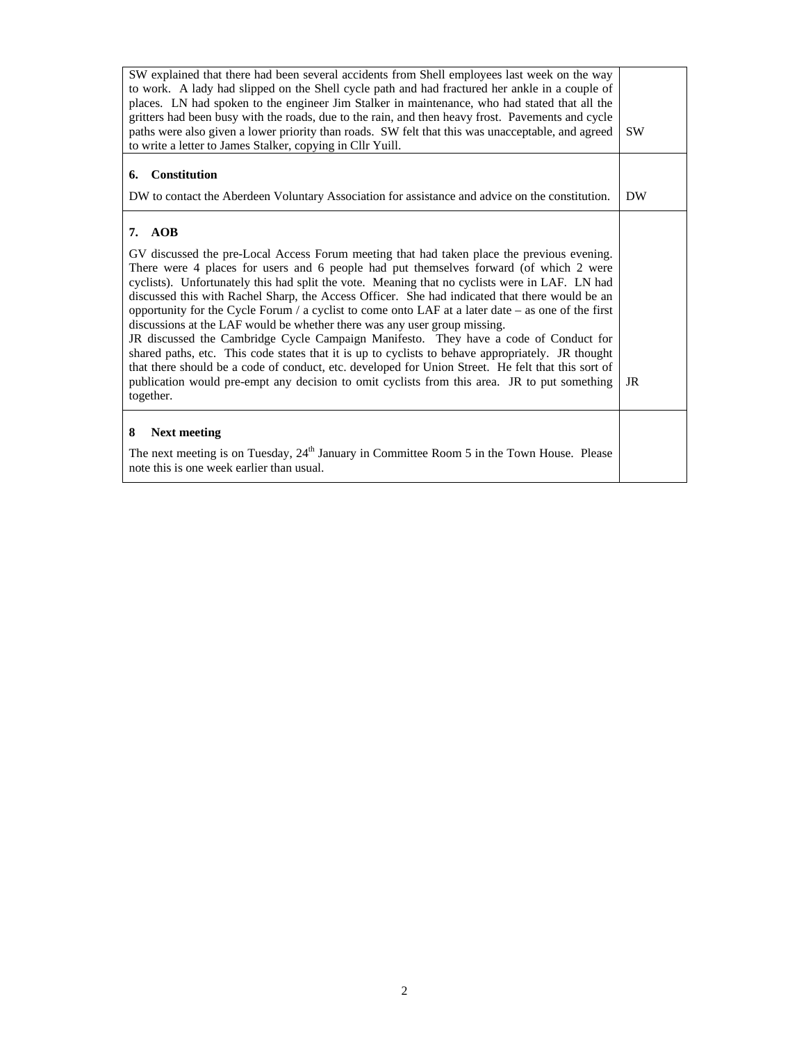| | |
|---|---|
| SW explained that there had been several accidents from Shell employees last week on the way to work. A lady had slipped on the Shell cycle path and had fractured her ankle in a couple of places. LN had spoken to the engineer Jim Stalker in maintenance, who had stated that all the gritters had been busy with the roads, due to the rain, and then heavy frost. Pavements and cycle paths were also given a lower priority than roads. SW felt that this was unacceptable, and agreed to write a letter to James Stalker, copying in Cllr Yuill. | SW |
| **6. Constitution**<br><br>DW to contact the Aberdeen Voluntary Association for assistance and advice on the constitution. | DW |
| **7. AOB**<br><br>GV discussed the pre-Local Access Forum meeting that had taken place the previous evening. There were 4 places for users and 6 people had put themselves forward (of which 2 were cyclists). Unfortunately this had split the vote. Meaning that no cyclists were in LAF. LN had discussed this with Rachel Sharp, the Access Officer. She had indicated that there would be an opportunity for the Cycle Forum / a cyclist to come onto LAF at a later date – as one of the first discussions at the LAF would be whether there was any user group missing.<br>JR discussed the Cambridge Cycle Campaign Manifesto. They have a code of Conduct for shared paths, etc. This code states that it is up to cyclists to behave appropriately. JR thought that there should be a code of conduct, etc. developed for Union Street. He felt that this sort of publication would pre-empt any decision to omit cyclists from this area. JR to put something together. | JR |
| **8 Next meeting**<br><br>The next meeting is on Tuesday, 24th January in Committee Room 5 in the Town House. Please note this is one week earlier than usual. | |